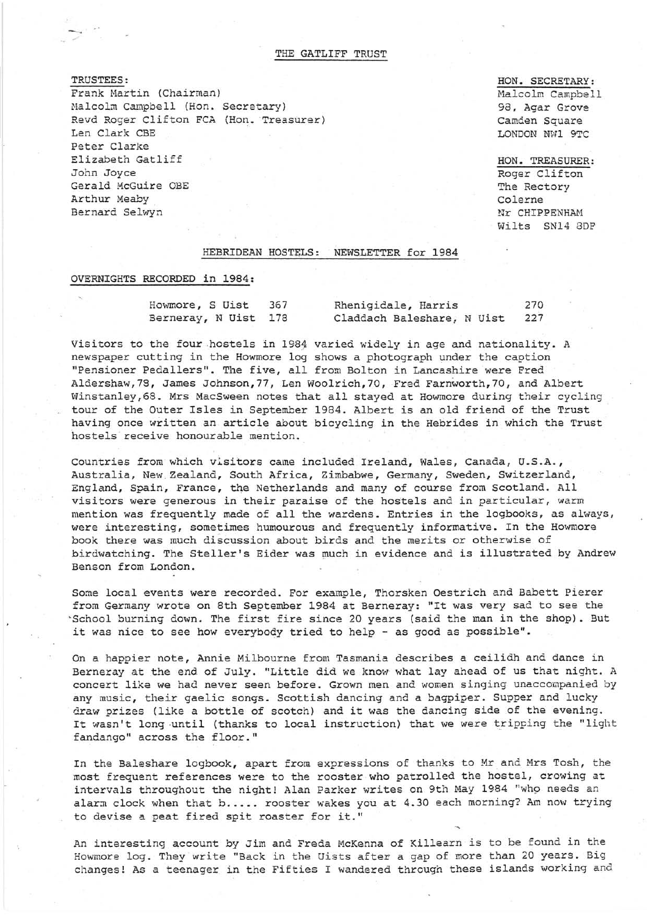# THE GATLIFF TRUST

**TRUSTEES:**
Frank Martin (Chairman)
Malcolm Campbell (Hon. Secretary)
Revd Roger Clifton FCA (Hon. Treasurer)
Len Clark CBE
Peter Clarke
Elizabeth Gatliff
John Joyce
Gerald McGuire OBE
Arthur Meaby
Bernard Selwyn

**HON. SECRETARY:**
Malcolm Campbell
98, Agar Grove
Camden Square
LONDON NW1 9TC

**HON. TREASURER:**
Roger Clifton
The Rectory
Colerne
Nr CHIPPENHAM
Wilts SN14 8DF

## HEBRIDEAN HOSTELS: NEWSLETTER for 1984

### OVERNIGHTS RECORDED in 1984:

| | | | |
|---|---|---|---|
| Howmore, S Uist | 367 | Rhenigidale, Harris | 270 |
| Berneray, N Uist | 178 | Claddach Baleshare, N Uist | 227 |

Visitors to the four hostels in 1984 varied widely in age and nationality. A newspaper cutting in the Howmore log shows a photograph under the caption "Pensioner Pedallers". The five, all from Bolton in Lancashire were Fred Aldershaw,78, James Johnson,77, Len Woolrich,70, Fred Farnworth,70, and Albert Winstanley,68. Mrs MacSween notes that all stayed at Howmore during their cycling tour of the Outer Isles in September 1984. Albert is an old friend of the Trust having once written an article about bicycling in the Hebrides in which the Trust hostels receive honourable mention.

Countries from which visitors came included Ireland, Wales, Canada, U.S.A., Australia, New Zealand, South Africa, Zimbabwe, Germany, Sweden, Switzerland, England, Spain, France, the Netherlands and many of course from Scotland. All visitors were generous in their paraise of the hostels and in particular, warm mention was frequently made of all the wardens. Entries in the logbooks, as always, were interesting, sometimes humourous and frequently informative. In the Howmore book there was much discussion about birds and the merits or otherwise of birdwatching. The Steller's Eider was much in evidence and is illustrated by Andrew Benson from London.

Some local events were recorded. For example, Thorsken Oestrich and Babett Pierer from Germany wrote on 8th September 1984 at Berneray: "It was very sad to see the School burning down. The first fire since 20 years (said the man in the shop). But it was nice to see how everybody tried to help - as good as possible".

On a happier note, Annie Milbourne from Tasmania describes a ceilidh and dance in Berneray at the end of July. "Little did we know what lay ahead of us that night. A concert like we had never seen before. Grown men and women singing unaccompanied by any music, their gaelic songs. Scottish dancing and a bagpiper. Supper and lucky draw prizes (like a bottle of scotch) and it was the dancing side of the evening. It wasn't long until (thanks to local instruction) that we were tripping the "light fandango" across the floor."

In the Baleshare logbook, apart from expressions of thanks to Mr and Mrs Tosh, the most frequent references were to the rooster who patrolled the hostel, crowing at intervals throughout the night! Alan Parker writes on 9th May 1984 "who needs an alarm clock when that b..... rooster wakes you at 4.30 each morning? Am now trying to devise a peat fired spit roaster for it."

An interesting account by Jim and Freda McKenna of Killearn is to be found in the Howmore log. They write "Back in the Uists after a gap of more than 20 years. Big changes! As a teenager in the Fifties I wandered through these islands working and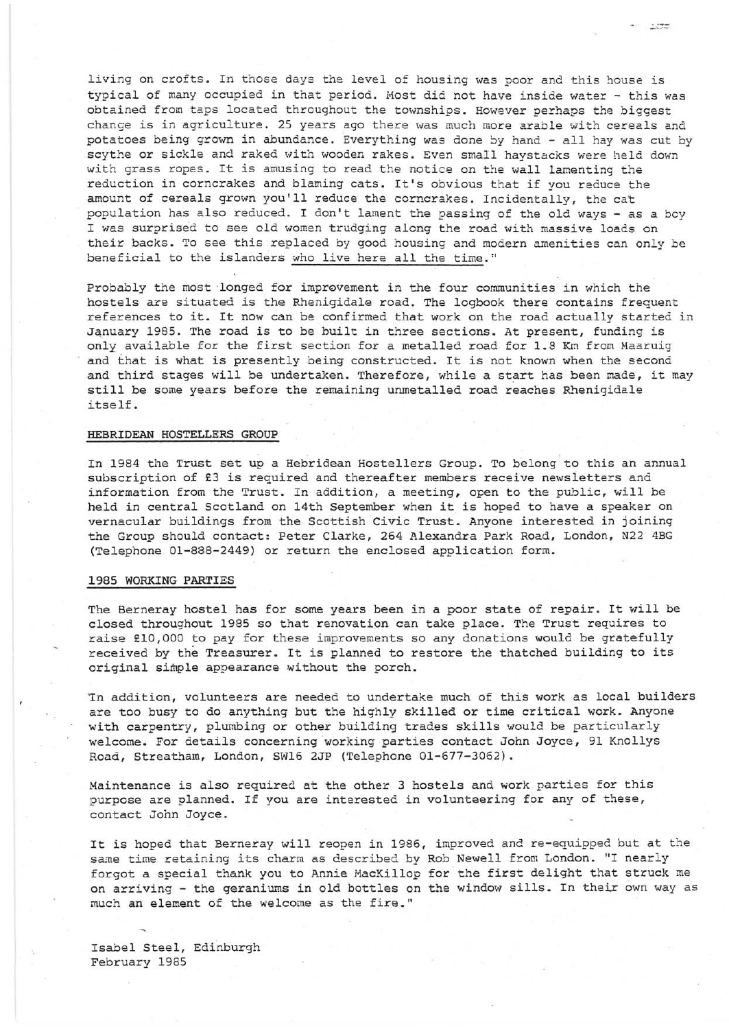living on crofts. In those days the level of housing was poor and this house is typical of many occupied in that period. Most did not have inside water - this was obtained from taps located throughout the townships. However perhaps the biggest change is in agriculture. 25 years ago there was much more arable with cereals and potatoes being grown in abundance. Everything was done by hand - all hay was cut by scythe or sickle and raked with wooden rakes. Even small haystacks were held down with grass ropes. It is amusing to read the notice on the wall lamenting the reduction in corncrakes and blaming cats. It's obvious that if you reduce the amount of cereals grown you'll reduce the corncrakes. Incidentally, the cat population has also reduced. I don't lament the passing of the old ways - as a boy I was surprised to see old women trudging along the road with massive loads on their backs. To see this replaced by good housing and modern amenities can only be beneficial to the islanders who live here all the time."

Probably the most longed for improvement in the four communities in which the hostels are situated is the Rhenigidale road. The logbook there contains frequent references to it. It now can be confirmed that work on the road actually started in January 1985. The road is to be built in three sections. At present, funding is only available for the first section for a metalled road for 1.8 Km from Maaruig and that is what is presently being constructed. It is not known when the second and third stages will be undertaken. Therefore, while a start has been made, it may still be some years before the remaining unmetalled road reaches Rhenigidale itself.

## HEBRIDEAN HOSTELLERS GROUP

In 1984 the Trust set up a Hebridean Hostellers Group. To belong to this an annual subscription of £3 is required and thereafter members receive newsletters and information from the Trust. In addition, a meeting, open to the public, will be held in central Scotland on 14th September when it is hoped to have a speaker on vernacular buildings from the Scottish Civic Trust. Anyone interested in joining the Group should contact: Peter Clarke, 264 Alexandra Park Road, London, N22 4BG (Telephone 01-888-2449) or return the enclosed application form.

## 1985 WORKING PARTIES

The Berneray hostel has for some years been in a poor state of repair. It will be closed throughout 1985 so that renovation can take place. The Trust requires to raise £10,000 to pay for these improvements so any donations would be gratefully received by the Treasurer. It is planned to restore the thatched building to its original simple appearance without the porch.

In addition, volunteers are needed to undertake much of this work as local builders are too busy to do anything but the highly skilled or time critical work. Anyone with carpentry, plumbing or other building trades skills would be particularly welcome. For details concerning working parties contact John Joyce, 91 Knollys Road, Streatham, London, SW16 2JP (Telephone 01-677-3062).

Maintenance is also required at the other 3 hostels and work parties for this purpose are planned. If you are interested in volunteering for any of these, contact John Joyce.

It is hoped that Berneray will reopen in 1986, improved and re-equipped but at the same time retaining its charm as described by Rob Newell from London. "I nearly forgot a special thank you to Annie MacKillop for the first delight that struck me on arriving - the geraniums in old bottles on the window sills. In their own way as much an element of the welcome as the fire."

Isabel Steel, Edinburgh
February 1985